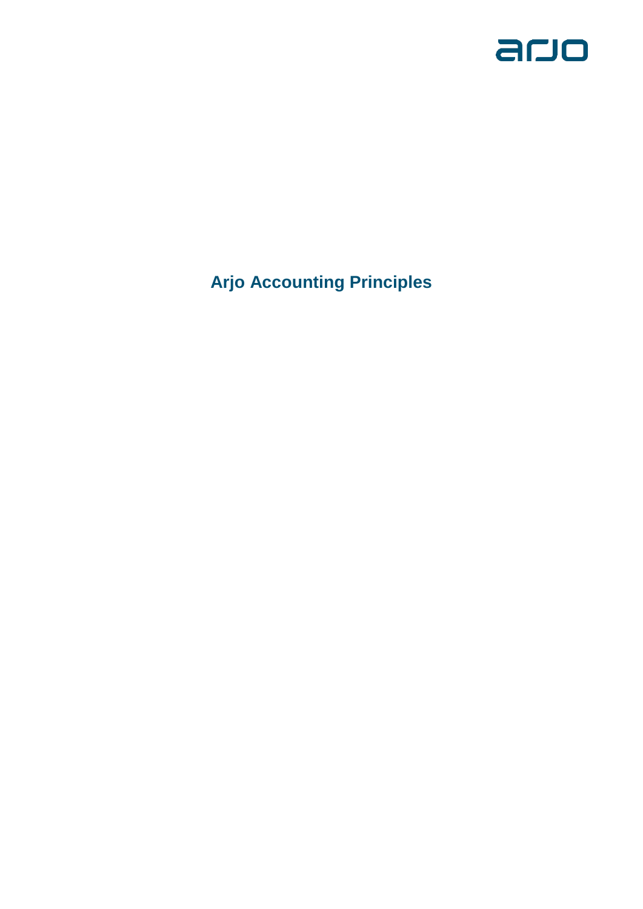# Arjo Accounting Principles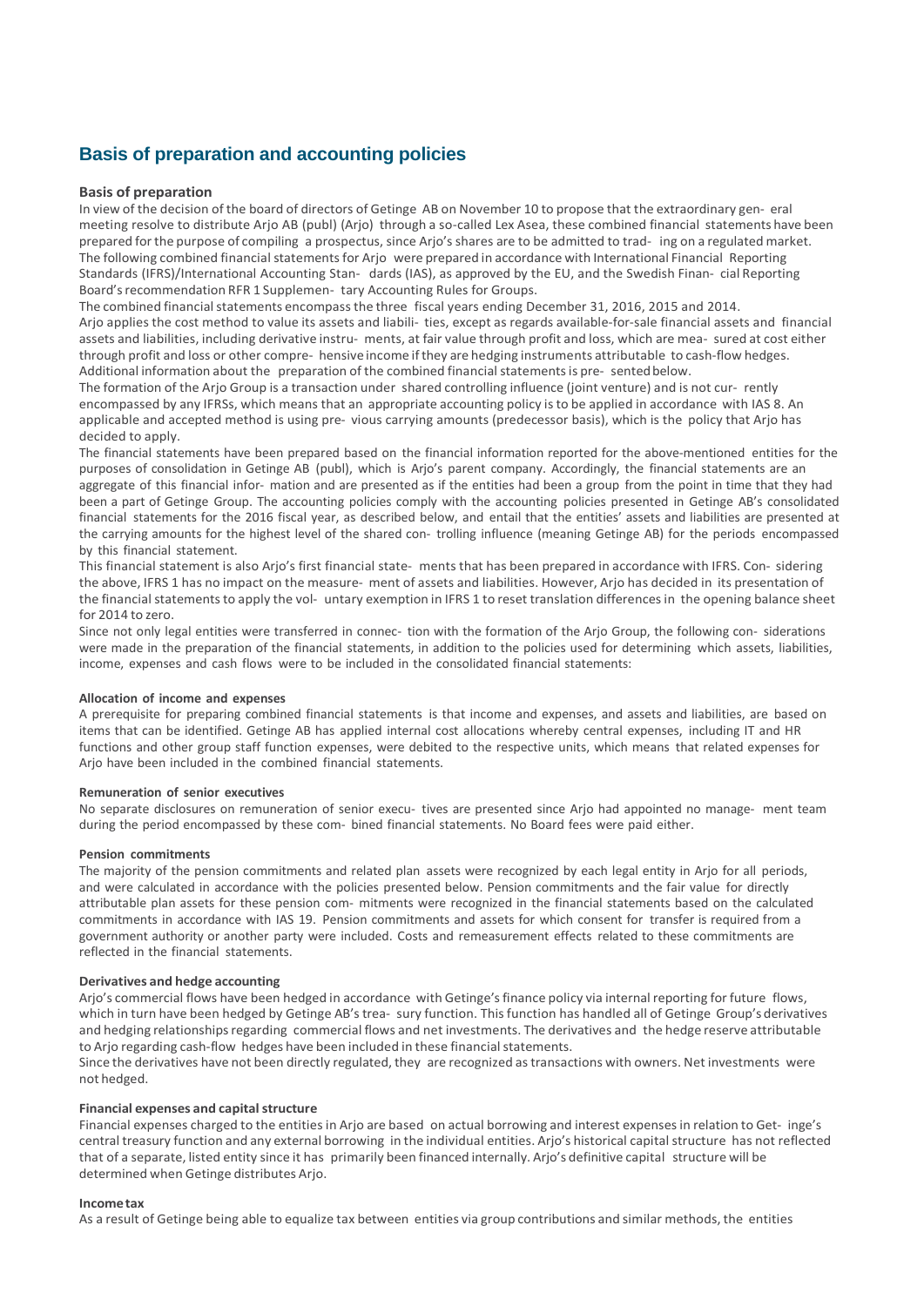# Basis of preparation and accounting policies

## Basis of preparation

In view of the decision of the board of directors of Getinge AB on November 10 to propose that the extraordinary general meeting resolve to distribute Arjo AB (publ) (Arjo) through a so-called Lex Asea, these combined financial statements have been prepared for the purpose of compiling a prospectus, since Arjo's shares are to be admitted to trading on a regulated market. The following combined financial statements for Arjo were prepared in accordance with International Financial Reporting Standards (IFRS)/International Accounting Standards (IAS), as approved by the EU, and the Swedish Financial Reporting Board's recommendation RFR 1 Supplementary Accounting Rules for Groups.

The combined financial statements encompass the three fiscal years ending December 31, 2016, 2015 and 2014.

Arjo applies the cost method to value its assets and liabilities, except as regards available-for-sale financial assets and financial assets and liabilities, including derivative instruments, at fair value through profit and loss, which are measured at cost either through profit and loss or other comprehensive income if they are hedging instruments attributable to cash-flow hedges. Additional information about the preparation of the combined financial statements is presented below.

The formation of the Arjo Group is a transaction under shared controlling influence (joint venture) and is not currently encompassed by any IFRSs, which means that an appropriate accounting policy is to be applied in accordance with IAS 8. An applicable and accepted method is using previous carrying amounts (predecessor basis), which is the policy that Arjo has decided to apply.

The financial statements have been prepared based on the financial information reported for the above-mentioned entities for the purposes of consolidation in Getinge AB (publ), which is Arjo's parent company. Accordingly, the financial statements are an aggregate of this financial information and are presented as if the entities had been a group from the point in time that they had been a part of Getinge Group. The accounting policies comply with the accounting policies presented in Getinge AB's consolidated financial statements for the 2016 fiscal year, as described below, and entail that the entities' assets and liabilities are presented at the carrying amounts for the highest level of the shared controlling influence (meaning Getinge AB) for the periods encompassed by this financial statement.

This financial statement is also Arjo's first financial statements that has been prepared in accordance with IFRS. Considering the above, IFRS 1 has no impact on the measurement of assets and liabilities. However, Arjo has decided in its presentation of the financial statements to apply the voluntary exemption in IFRS 1 to reset translation differences in the opening balance sheet for 2014 to zero.

Since not only legal entities were transferred in connection with the formation of the Arjo Group, the following considerations were made in the preparation of the financial statements, in addition to the policies used for determining which assets, liabilities, income, expenses and cash flows were to be included in the consolidated financial statements:

#### Allocation of income and expenses

A prerequisite for preparing combined financial statements is that income and expenses, and assets and liabilities, are based on items that can be identified. Getinge AB has applied internal cost allocations whereby central expenses, including IT and HR functions and other group staff function expenses, were debited to the respective units, which means that related expenses for Arjo have been included in the combined financial statements.

#### Remuneration of senior executives

No separate disclosures on remuneration of senior executives are presented since Arjo had appointed no management team during the period encompassed by these combined financial statements. No Board fees were paid either.

#### Pension commitments

The majority of the pension commitments and related plan assets were recognized by each legal entity in Arjo for all periods, and were calculated in accordance with the policies presented below. Pension commitments and the fair value for directly attributable plan assets for these pension commitments were recognized in the financial statements based on the calculated commitments in accordance with IAS 19. Pension commitments and assets for which consent for transfer is required from a government authority or another party were included. Costs and remeasurement effects related to these commitments are reflected in the financial statements.

#### Derivatives and hedge accounting

Arjo's commercial flows have been hedged in accordance with Getinge's finance policy via internal reporting for future flows, which in turn have been hedged by Getinge AB's treasury function. This function has handled all of Getinge Group's derivatives and hedging relationships regarding commercial flows and net investments. The derivatives and the hedge reserve attributable to Arjo regarding cash-flow hedges have been included in these financial statements.

Since the derivatives have not been directly regulated, they are recognized as transactions with owners. Net investments were not hedged.

#### Financial expenses and capital structure

Financial expenses charged to the entities in Arjo are based on actual borrowing and interest expenses in relation to Getinge's central treasury function and any external borrowing in the individual entities. Arjo's historical capital structure has not reflected that of a separate, listed entity since it has primarily been financed internally. Arjo's definitive capital structure will be determined when Getinge distributes Arjo.

#### Income tax

As a result of Getinge being able to equalize tax between entities via group contributions and similar methods, the entities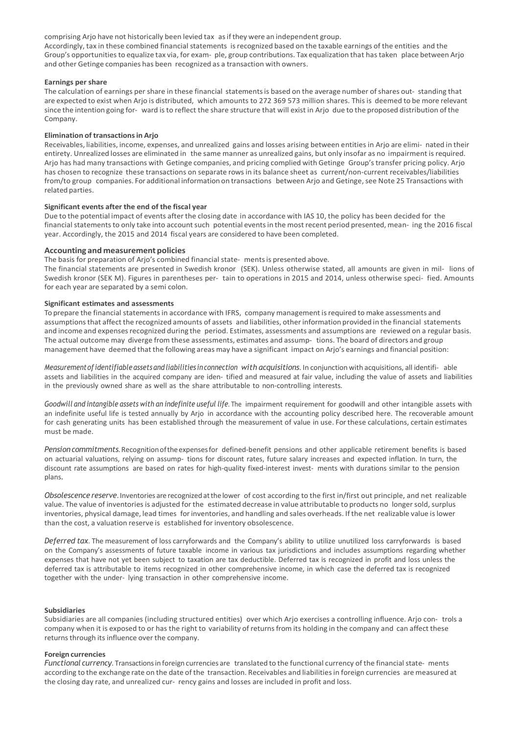comprising Arjo have not historically been levied tax as if they were an independent group.
Accordingly, tax in these combined financial statements is recognized based on the taxable earnings of the entities and the Group's opportunities to equalize tax via, for exam- ple, group contributions. Tax equalization that has taken place between Arjo and other Getinge companies has been recognized as a transaction with owners.

**Earnings per share**

The calculation of earnings per share in these financial statements is based on the average number of shares out- standing that are expected to exist when Arjo is distributed, which amounts to 272 369 573 million shares. This is deemed to be more relevant since the intention going for- ward is to reflect the share structure that will exist in Arjo due to the proposed distribution of the Company.

**Elimination of transactions in Arjo**

Receivables, liabilities, income, expenses, and unrealized gains and losses arising between entities in Arjo are elimi- nated in their entirety. Unrealized losses are eliminated in the same manner as unrealized gains, but only insofar as no impairment is required. Arjo has had many transactions with Getinge companies, and pricing complied with Getinge Group's transfer pricing policy. Arjo has chosen to recognize these transactions on separate rows in its balance sheet as current/non-current receivables/liabilities from/to group companies. For additional information on transactions between Arjo and Getinge, see Note 25 Transactions with related parties.

**Significant events after the end of the fiscal year**

Due to the potential impact of events after the closing date in accordance with IAS 10, the policy has been decided for the financial statements to only take into account such potential events in the most recent period presented, mean- ing the 2016 fiscal year. Accordingly, the 2015 and 2014 fiscal years are considered to have been completed.

## Accounting and measurement policies

The basis for preparation of Arjo's combined financial state- ments is presented above.
The financial statements are presented in Swedish kronor (SEK). Unless otherwise stated, all amounts are given in mil- lions of Swedish kronor (SEK M). Figures in parentheses per- tain to operations in 2015 and 2014, unless otherwise speci- fied. Amounts for each year are separated by a semi colon.

**Significant estimates and assessments**

To prepare the financial statements in accordance with IFRS, company management is required to make assessments and assumptions that affect the recognized amounts of assets and liabilities, other information provided in the financial statements and income and expenses recognized during the period. Estimates, assessments and assumptions are reviewed on a regular basis. The actual outcome may diverge from these assessments, estimates and assump- tions. The board of directors and group management have deemed that the following areas may have a significant impact on Arjo's earnings and financial position:

*Measurement of identifiable assets and liabilities in connection with acquisitions.* In conjunction with acquisitions, all identifi- able assets and liabilities in the acquired company are iden- tified and measured at fair value, including the value of assets and liabilities in the previously owned share as well as the share attributable to non-controlling interests.

*Goodwill and intangible assets with an indefinite useful life.* The impairment requirement for goodwill and other intangible assets with an indefinite useful life is tested annually by Arjo in accordance with the accounting policy described here. The recoverable amount for cash generating units has been established through the measurement of value in use. For these calculations, certain estimates must be made.

*Pension commitments.* Recognition of the expenses for defined-benefit pensions and other applicable retirement benefits is based on actuarial valuations, relying on assump- tions for discount rates, future salary increases and expected inflation. In turn, the discount rate assumptions are based on rates for high-quality fixed-interest invest- ments with durations similar to the pension plans.

*Obsolescence reserve.* Inventories are recognized at the lower of cost according to the first in/first out principle, and net realizable value. The value of inventories is adjusted for the estimated decrease in value attributable to products no longer sold, surplus inventories, physical damage, lead times for inventories, and handling and sales overheads. If the net realizable value is lower than the cost, a valuation reserve is established for inventory obsolescence.

*Deferred tax.* The measurement of loss carryforwards and the Company's ability to utilize unutilized loss carryforwards is based on the Company's assessments of future taxable income in various tax jurisdictions and includes assumptions regarding whether expenses that have not yet been subject to taxation are tax deductible. Deferred tax is recognized in profit and loss unless the deferred tax is attributable to items recognized in other comprehensive income, in which case the deferred tax is recognized together with the under- lying transaction in other comprehensive income.

**Subsidiaries**

Subsidiaries are all companies (including structured entities) over which Arjo exercises a controlling influence. Arjo con- trols a company when it is exposed to or has the right to variability of returns from its holding in the company and can affect these returns through its influence over the company.

**Foreign currencies**

*Functional currency.* Transactions in foreign currencies are translated to the functional currency of the financial state- ments according to the exchange rate on the date of the transaction. Receivables and liabilities in foreign currencies are measured at the closing day rate, and unrealized cur- rency gains and losses are included in profit and loss.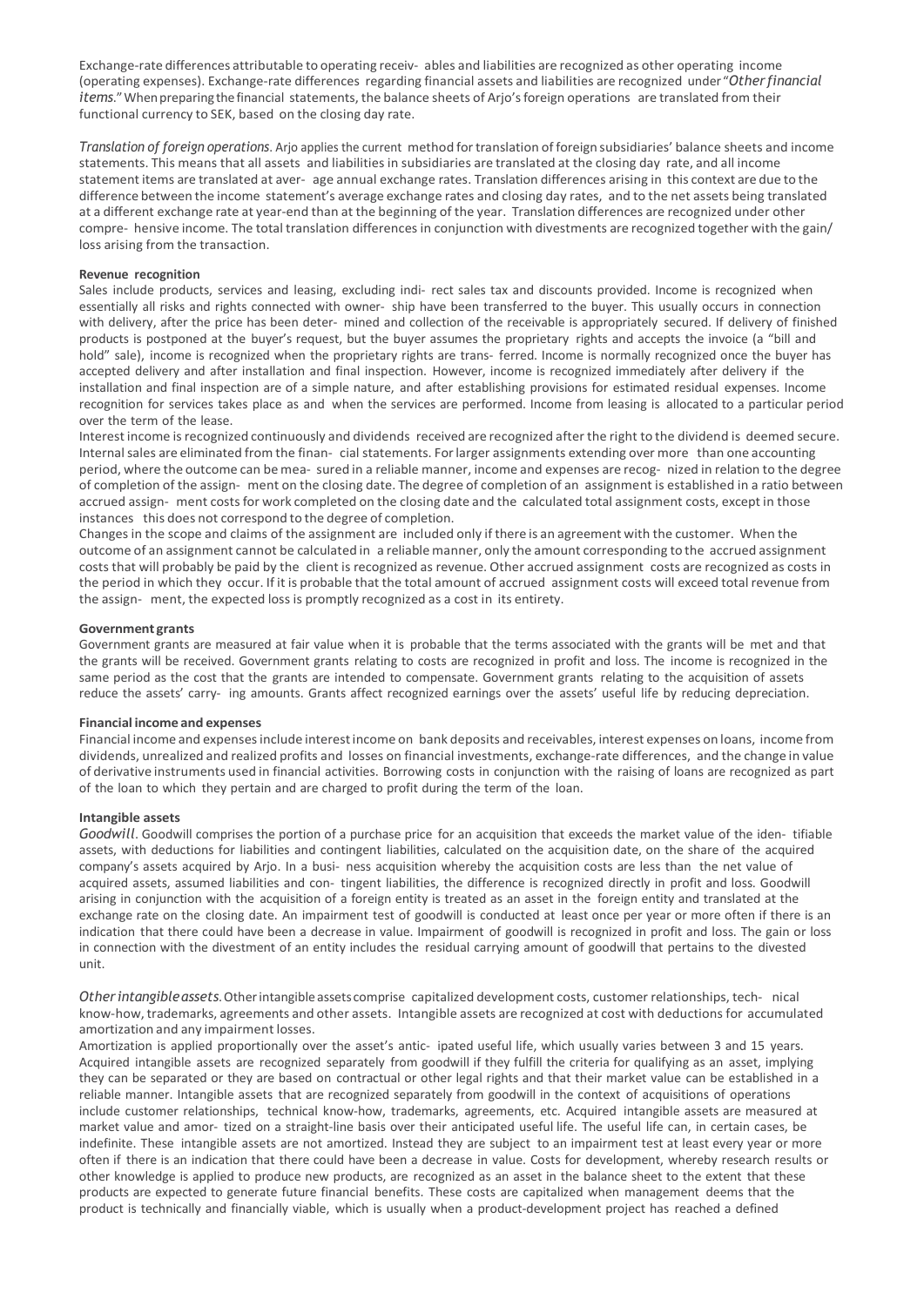Exchange-rate differences attributable to operating receiv- ables and liabilities are recognized as other operating income (operating expenses). Exchange-rate differences regarding financial assets and liabilities are recognized under "*Other financial items*." When preparing the financial statements, the balance sheets of Arjo's foreign operations are translated from their functional currency to SEK, based on the closing day rate.

*Translation of foreign operations*. Arjo applies the current method for translation of foreign subsidiaries' balance sheets and income statements. This means that all assets and liabilities in subsidiaries are translated at the closing day rate, and all income statement items are translated at aver- age annual exchange rates. Translation differences arising in this context are due to the difference between the income statement's average exchange rates and closing day rates, and to the net assets being translated at a different exchange rate at year-end than at the beginning of the year. Translation differences are recognized under other compre- hensive income. The total translation differences in conjunction with divestments are recognized together with the gain/ loss arising from the transaction.

**Revenue recognition**

Sales include products, services and leasing, excluding indi- rect sales tax and discounts provided. Income is recognized when essentially all risks and rights connected with owner- ship have been transferred to the buyer. This usually occurs in connection with delivery, after the price has been deter- mined and collection of the receivable is appropriately secured. If delivery of finished products is postponed at the buyer's request, but the buyer assumes the proprietary rights and accepts the invoice (a "bill and hold" sale), income is recognized when the proprietary rights are trans- ferred. Income is normally recognized once the buyer has accepted delivery and after installation and final inspection. However, income is recognized immediately after delivery if the installation and final inspection are of a simple nature, and after establishing provisions for estimated residual expenses. Income recognition for services takes place as and when the services are performed. Income from leasing is allocated to a particular period over the term of the lease.

Interest income is recognized continuously and dividends received are recognized after the right to the dividend is deemed secure. Internal sales are eliminated from the finan- cial statements. For larger assignments extending over more than one accounting period, where the outcome can be mea- sured in a reliable manner, income and expenses are recog- nized in relation to the degree of completion of the assign- ment on the closing date. The degree of completion of an assignment is established in a ratio between accrued assign- ment costs for work completed on the closing date and the calculated total assignment costs, except in those instances this does not correspond to the degree of completion.

Changes in the scope and claims of the assignment are included only if there is an agreement with the customer. When the outcome of an assignment cannot be calculated in a reliable manner, only the amount corresponding to the accrued assignment costs that will probably be paid by the client is recognized as revenue. Other accrued assignment costs are recognized as costs in the period in which they occur. If it is probable that the total amount of accrued assignment costs will exceed total revenue from the assign- ment, the expected loss is promptly recognized as a cost in its entirety.

**Government grants**

Government grants are measured at fair value when it is probable that the terms associated with the grants will be met and that the grants will be received. Government grants relating to costs are recognized in profit and loss. The income is recognized in the same period as the cost that the grants are intended to compensate. Government grants relating to the acquisition of assets reduce the assets' carry- ing amounts. Grants affect recognized earnings over the assets' useful life by reducing depreciation.

**Financial income and expenses**

Financial income and expenses include interest income on bank deposits and receivables, interest expenses on loans, income from dividends, unrealized and realized profits and losses on financial investments, exchange-rate differences, and the change in value of derivative instruments used in financial activities. Borrowing costs in conjunction with the raising of loans are recognized as part of the loan to which they pertain and are charged to profit during the term of the loan.

**Intangible assets**

*Goodwill*. Goodwill comprises the portion of a purchase price for an acquisition that exceeds the market value of the iden- tifiable assets, with deductions for liabilities and contingent liabilities, calculated on the acquisition date, on the share of the acquired company's assets acquired by Arjo. In a busi- ness acquisition whereby the acquisition costs are less than the net value of acquired assets, assumed liabilities and con- tingent liabilities, the difference is recognized directly in profit and loss. Goodwill arising in conjunction with the acquisition of a foreign entity is treated as an asset in the foreign entity and translated at the exchange rate on the closing date. An impairment test of goodwill is conducted at least once per year or more often if there is an indication that there could have been a decrease in value. Impairment of goodwill is recognized in profit and loss. The gain or loss in connection with the divestment of an entity includes the residual carrying amount of goodwill that pertains to the divested unit.

*Other intangible assets*. Other intangible assets comprise capitalized development costs, customer relationships, tech- nical know-how, trademarks, agreements and other assets. Intangible assets are recognized at cost with deductions for accumulated amortization and any impairment losses.

Amortization is applied proportionally over the asset's antic- ipated useful life, which usually varies between 3 and 15 years. Acquired intangible assets are recognized separately from goodwill if they fulfill the criteria for qualifying as an asset, implying they can be separated or they are based on contractual or other legal rights and that their market value can be established in a reliable manner. Intangible assets that are recognized separately from goodwill in the context of acquisitions of operations include customer relationships, technical know-how, trademarks, agreements, etc. Acquired intangible assets are measured at market value and amor- tized on a straight-line basis over their anticipated useful life. The useful life can, in certain cases, be indefinite. These intangible assets are not amortized. Instead they are subject to an impairment test at least every year or more often if there is an indication that there could have been a decrease in value. Costs for development, whereby research results or other knowledge is applied to produce new products, are recognized as an asset in the balance sheet to the extent that these products are expected to generate future financial benefits. These costs are capitalized when management deems that the product is technically and financially viable, which is usually when a product-development project has reached a defined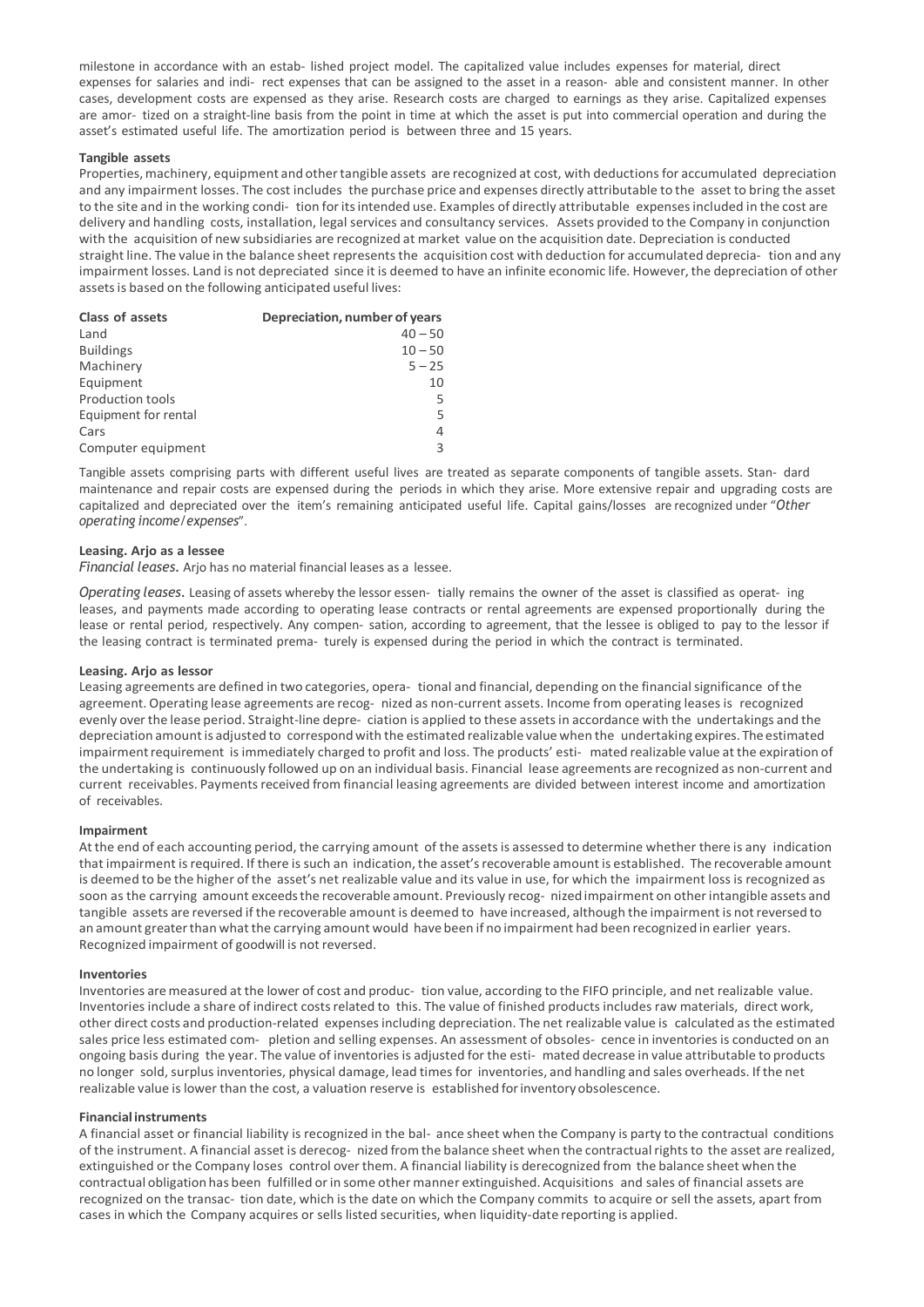milestone in accordance with an estab- lished project model. The capitalized value includes expenses for material, direct expenses for salaries and indi- rect expenses that can be assigned to the asset in a reason- able and consistent manner. In other cases, development costs are expensed as they arise. Research costs are charged to earnings as they arise. Capitalized expenses are amor- tized on a straight-line basis from the point in time at which the asset is put into commercial operation and during the asset's estimated useful life. The amortization period is between three and 15 years.

**Tangible assets**

Properties, machinery, equipment and other tangible assets are recognized at cost, with deductions for accumulated depreciation and any impairment losses. The cost includes the purchase price and expenses directly attributable to the asset to bring the asset to the site and in the working condi- tion for its intended use. Examples of directly attributable expenses included in the cost are delivery and handling costs, installation, legal services and consultancy services. Assets provided to the Company in conjunction with the acquisition of new subsidiaries are recognized at market value on the acquisition date. Depreciation is conducted straight line. The value in the balance sheet represents the acquisition cost with deduction for accumulated deprecia- tion and any impairment losses. Land is not depreciated since it is deemed to have an infinite economic life. However, the depreciation of other assets is based on the following anticipated useful lives:

| Class of assets | Depreciation, number of years |
|---|---|
| Land | 40 – 50 |
| Buildings | 10 – 50 |
| Machinery | 5 – 25 |
| Equipment | 10 |
| Production tools | 5 |
| Equipment for rental | 5 |
| Cars | 4 |
| Computer equipment | 3 |

Tangible assets comprising parts with different useful lives are treated as separate components of tangible assets. Stan- dard maintenance and repair costs are expensed during the periods in which they arise. More extensive repair and upgrading costs are capitalized and depreciated over the item's remaining anticipated useful life. Capital gains/losses are recognized under "*Other operating income/expenses*".

**Leasing. Arjo as a lessee**

*Financial leases.* Arjo has no material financial leases as a lessee.

*Operating leases.* Leasing of assets whereby the lessor essen- tially remains the owner of the asset is classified as operat- ing leases, and payments made according to operating lease contracts or rental agreements are expensed proportionally during the lease or rental period, respectively. Any compen- sation, according to agreement, that the lessee is obliged to pay to the lessor if the leasing contract is terminated prema- turely is expensed during the period in which the contract is terminated.

**Leasing. Arjo as lessor**

Leasing agreements are defined in two categories, opera- tional and financial, depending on the financial significance of the agreement. Operating lease agreements are recog- nized as non-current assets. Income from operating leases is recognized evenly over the lease period. Straight-line depre- ciation is applied to these assets in accordance with the undertakings and the depreciation amount is adjusted to correspond with the estimated realizable value when the undertaking expires. The estimated impairment requirement is immediately charged to profit and loss. The products' esti- mated realizable value at the expiration of the undertaking is continuously followed up on an individual basis. Financial lease agreements are recognized as non-current and current receivables. Payments received from financial leasing agreements are divided between interest income and amortization of receivables.

**Impairment**

At the end of each accounting period, the carrying amount of the assets is assessed to determine whether there is any indication that impairment is required. If there is such an indication, the asset's recoverable amount is established. The recoverable amount is deemed to be the higher of the asset's net realizable value and its value in use, for which the impairment loss is recognized as soon as the carrying amount exceeds the recoverable amount. Previously recog- nized impairment on other intangible assets and tangible assets are reversed if the recoverable amount is deemed to have increased, although the impairment is not reversed to an amount greater than what the carrying amount would have been if no impairment had been recognized in earlier years. Recognized impairment of goodwill is not reversed.

**Inventories**

Inventories are measured at the lower of cost and produc- tion value, according to the FIFO principle, and net realizable value. Inventories include a share of indirect costs related to this. The value of finished products includes raw materials, direct work, other direct costs and production-related expenses including depreciation. The net realizable value is calculated as the estimated sales price less estimated com- pletion and selling expenses. An assessment of obsoles- cence in inventories is conducted on an ongoing basis during the year. The value of inventories is adjusted for the esti- mated decrease in value attributable to products no longer sold, surplus inventories, physical damage, lead times for inventories, and handling and sales overheads. If the net realizable value is lower than the cost, a valuation reserve is established for inventory obsolescence.

**Financial instruments**

A financial asset or financial liability is recognized in the bal- ance sheet when the Company is party to the contractual conditions of the instrument. A financial asset is derecog- nized from the balance sheet when the contractual rights to the asset are realized, extinguished or the Company loses control over them. A financial liability is derecognized from the balance sheet when the contractual obligation has been fulfilled or in some other manner extinguished. Acquisitions and sales of financial assets are recognized on the transac- tion date, which is the date on which the Company commits to acquire or sell the assets, apart from cases in which the Company acquires or sells listed securities, when liquidity-date reporting is applied.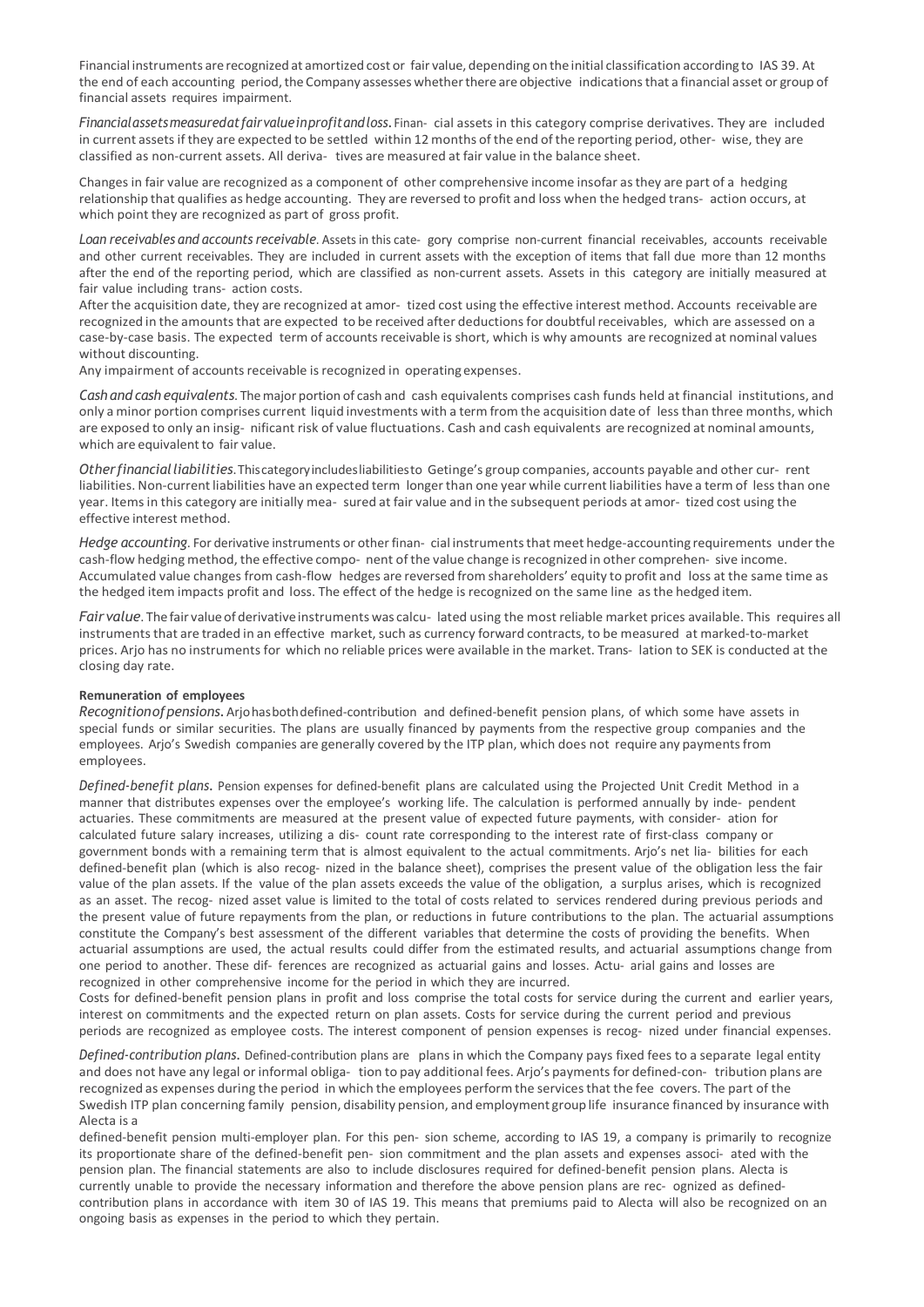Financial instruments are recognized at amortized cost or fair value, depending on the initial classification according to IAS 39. At the end of each accounting period, the Company assesses whether there are objective indications that a financial asset or group of financial assets requires impairment.

*Financial assets measured at fair value in profit and loss.* Financial assets in this category comprise derivatives. They are included in current assets if they are expected to be settled within 12 months of the end of the reporting period, otherwise, they are classified as non-current assets. All derivatives are measured at fair value in the balance sheet.

Changes in fair value are recognized as a component of other comprehensive income insofar as they are part of a hedging relationship that qualifies as hedge accounting. They are reversed to profit and loss when the hedged transaction occurs, at which point they are recognized as part of gross profit.

*Loan receivables and accounts receivable.* Assets in this category comprise non-current financial receivables, accounts receivable and other current receivables. They are included in current assets with the exception of items that fall due more than 12 months after the end of the reporting period, which are classified as non-current assets. Assets in this category are initially measured at fair value including transaction costs.

After the acquisition date, they are recognized at amortized cost using the effective interest method. Accounts receivable are recognized in the amounts that are expected to be received after deductions for doubtful receivables, which are assessed on a case-by-case basis. The expected term of accounts receivable is short, which is why amounts are recognized at nominal values without discounting.

Any impairment of accounts receivable is recognized in operating expenses.

*Cash and cash equivalents.* The major portion of cash and cash equivalents comprises cash funds held at financial institutions, and only a minor portion comprises current liquid investments with a term from the acquisition date of less than three months, which are exposed to only an insignificant risk of value fluctuations. Cash and cash equivalents are recognized at nominal amounts, which are equivalent to fair value.

*Other financial liabilities.* This category includes liabilities to Getinge's group companies, accounts payable and other current liabilities. Non-current liabilities have an expected term longer than one year while current liabilities have a term of less than one year. Items in this category are initially measured at fair value and in the subsequent periods at amortized cost using the effective interest method.

*Hedge accounting.* For derivative instruments or other financial instruments that meet hedge-accounting requirements under the cash-flow hedging method, the effective component of the value change is recognized in other comprehensive income. Accumulated value changes from cash-flow hedges are reversed from shareholders' equity to profit and loss at the same time as the hedged item impacts profit and loss. The effect of the hedge is recognized on the same line as the hedged item.

*Fair value.* The fair value of derivative instruments was calculated using the most reliable market prices available. This requires all instruments that are traded in an effective market, such as currency forward contracts, to be measured at marked-to-market prices. Arjo has no instruments for which no reliable prices were available in the market. Translation to SEK is conducted at the closing day rate.

**Remuneration of employees**

*Recognition of pensions.* Arjo has both defined-contribution and defined-benefit pension plans, of which some have assets in special funds or similar securities. The plans are usually financed by payments from the respective group companies and the employees. Arjo's Swedish companies are generally covered by the ITP plan, which does not require any payments from employees.

*Defined-benefit plans.* Pension expenses for defined-benefit plans are calculated using the Projected Unit Credit Method in a manner that distributes expenses over the employee's working life. The calculation is performed annually by independent actuaries. These commitments are measured at the present value of expected future payments, with consideration for calculated future salary increases, utilizing a discount rate corresponding to the interest rate of first-class company or government bonds with a remaining term that is almost equivalent to the actual commitments. Arjo's net liabilities for each defined-benefit plan (which is also recognized in the balance sheet), comprises the present value of the obligation less the fair value of the plan assets. If the value of the plan assets exceeds the value of the obligation, a surplus arises, which is recognized as an asset. The recognized asset value is limited to the total of costs related to services rendered during previous periods and the present value of future repayments from the plan, or reductions in future contributions to the plan. The actuarial assumptions constitute the Company's best assessment of the different variables that determine the costs of providing the benefits. When actuarial assumptions are used, the actual results could differ from the estimated results, and actuarial assumptions change from one period to another. These differences are recognized as actuarial gains and losses. Actuarial gains and losses are recognized in other comprehensive income for the period in which they are incurred.

Costs for defined-benefit pension plans in profit and loss comprise the total costs for service during the current and earlier years, interest on commitments and the expected return on plan assets. Costs for service during the current period and previous periods are recognized as employee costs. The interest component of pension expenses is recognized under financial expenses.

*Defined-contribution plans.* Defined-contribution plans are plans in which the Company pays fixed fees to a separate legal entity and does not have any legal or informal obligation to pay additional fees. Arjo's payments for defined-contribution plans are recognized as expenses during the period in which the employees perform the services that the fee covers. The part of the Swedish ITP plan concerning family pension, disability pension, and employment group life insurance financed by insurance with Alecta is a defined-benefit pension multi-employer plan. For this pension scheme, according to IAS 19, a company is primarily to recognize its proportionate share of the defined-benefit pension commitment and the plan assets and expenses associated with the pension plan. The financial statements are also to include disclosures required for defined-benefit pension plans. Alecta is currently unable to provide the necessary information and therefore the above pension plans are recognized as defined-contribution plans in accordance with item 30 of IAS 19. This means that premiums paid to Alecta will also be recognized on an ongoing basis as expenses in the period to which they pertain.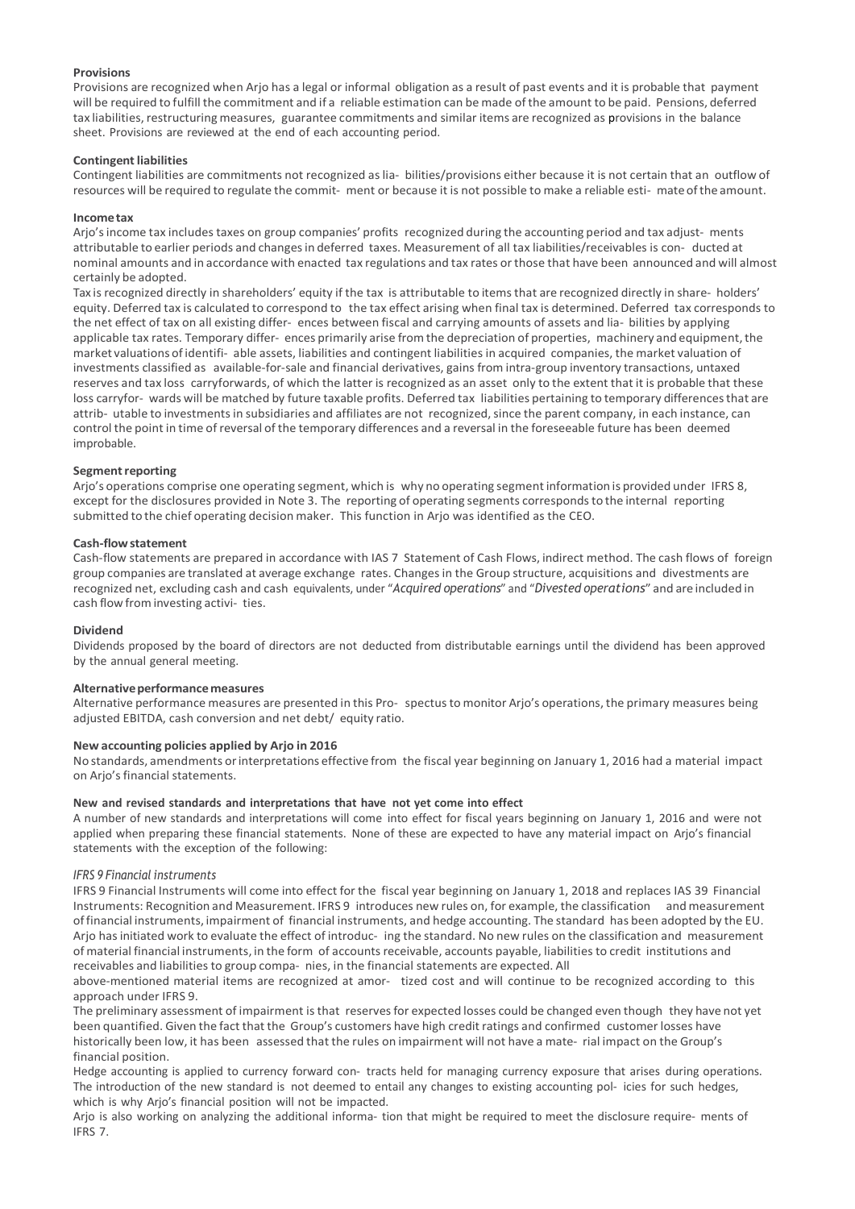**Provisions**

Provisions are recognized when Arjo has a legal or informal obligation as a result of past events and it is probable that payment will be required to fulfill the commitment and if a reliable estimation can be made of the amount to be paid. Pensions, deferred tax liabilities, restructuring measures, guarantee commitments and similar items are recognized as provisions in the balance sheet. Provisions are reviewed at the end of each accounting period.

**Contingent liabilities**

Contingent liabilities are commitments not recognized as lia- bilities/provisions either because it is not certain that an outflow of resources will be required to regulate the commit- ment or because it is not possible to make a reliable esti- mate of the amount.

**Income tax**

Arjo's income tax includes taxes on group companies' profits recognized during the accounting period and tax adjust- ments attributable to earlier periods and changes in deferred taxes. Measurement of all tax liabilities/receivables is con- ducted at nominal amounts and in accordance with enacted tax regulations and tax rates or those that have been announced and will almost certainly be adopted.

Tax is recognized directly in shareholders' equity if the tax is attributable to items that are recognized directly in share- holders' equity. Deferred tax is calculated to correspond to the tax effect arising when final tax is determined. Deferred tax corresponds to the net effect of tax on all existing differ- ences between fiscal and carrying amounts of assets and lia- bilities by applying applicable tax rates. Temporary differ- ences primarily arise from the depreciation of properties, machinery and equipment, the market valuations of identifi- able assets, liabilities and contingent liabilities in acquired companies, the market valuation of investments classified as available-for-sale and financial derivatives, gains from intra-group inventory transactions, untaxed reserves and tax loss carryforwards, of which the latter is recognized as an asset only to the extent that it is probable that these loss carryfor- wards will be matched by future taxable profits. Deferred tax liabilities pertaining to temporary differences that are attrib- utable to investments in subsidiaries and affiliates are not recognized, since the parent company, in each instance, can control the point in time of reversal of the temporary differences and a reversal in the foreseeable future has been deemed improbable.

**Segment reporting**

Arjo's operations comprise one operating segment, which is why no operating segment information is provided under IFRS 8, except for the disclosures provided in Note 3. The reporting of operating segments corresponds to the internal reporting submitted to the chief operating decision maker. This function in Arjo was identified as the CEO.

**Cash-flow statement**

Cash-flow statements are prepared in accordance with IAS 7 Statement of Cash Flows, indirect method. The cash flows of foreign group companies are translated at average exchange rates. Changes in the Group structure, acquisitions and divestments are recognized net, excluding cash and cash equivalents, under "*Acquired operations*" and "*Divested operations*" and are included in cash flow from investing activi- ties.

**Dividend**

Dividends proposed by the board of directors are not deducted from distributable earnings until the dividend has been approved by the annual general meeting.

**Alternative performance measures**

Alternative performance measures are presented in this Pro- spectus to monitor Arjo's operations, the primary measures being adjusted EBITDA, cash conversion and net debt/ equity ratio.

**New accounting policies applied by Arjo in 2016**

No standards, amendments or interpretations effective from the fiscal year beginning on January 1, 2016 had a material impact on Arjo's financial statements.

**New and revised standards and interpretations that have not yet come into effect**

A number of new standards and interpretations will come into effect for fiscal years beginning on January 1, 2016 and were not applied when preparing these financial statements. None of these are expected to have any material impact on Arjo's financial statements with the exception of the following:

*IFRS 9 Financial instruments*

IFRS 9 Financial Instruments will come into effect for the fiscal year beginning on January 1, 2018 and replaces IAS 39 Financial Instruments: Recognition and Measurement. IFRS 9 introduces new rules on, for example, the classification and measurement of financial instruments, impairment of financial instruments, and hedge accounting. The standard has been adopted by the EU. Arjo has initiated work to evaluate the effect of introduc- ing the standard. No new rules on the classification and measurement of material financial instruments, in the form of accounts receivable, accounts payable, liabilities to credit institutions and receivables and liabilities to group compa- nies, in the financial statements are expected. All above-mentioned material items are recognized at amor- tized cost and will continue to be recognized according to this approach under IFRS 9.

The preliminary assessment of impairment is that reserves for expected losses could be changed even though they have not yet been quantified. Given the fact that the Group's customers have high credit ratings and confirmed customer losses have historically been low, it has been assessed that the rules on impairment will not have a mate- rial impact on the Group's financial position.

Hedge accounting is applied to currency forward con- tracts held for managing currency exposure that arises during operations. The introduction of the new standard is not deemed to entail any changes to existing accounting pol- icies for such hedges, which is why Arjo's financial position will not be impacted.

Arjo is also working on analyzing the additional informa- tion that might be required to meet the disclosure require- ments of IFRS 7.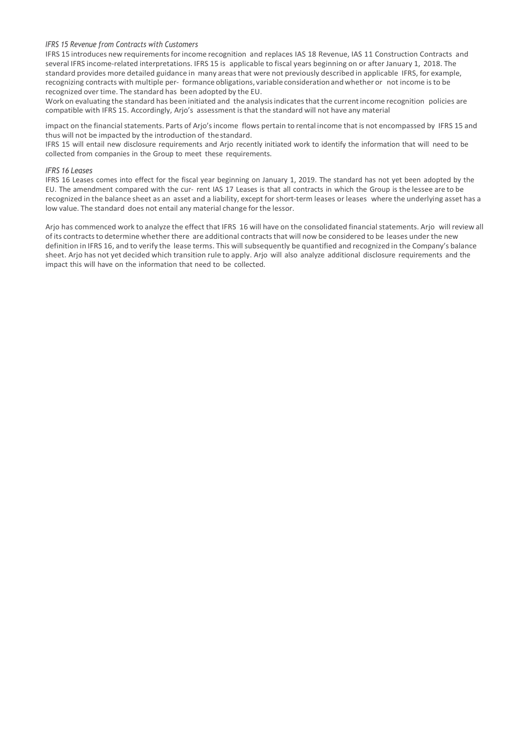*IFRS 15 Revenue from Contracts with Customers*

IFRS 15 introduces new requirements for income recognition and replaces IAS 18 Revenue, IAS 11 Construction Contracts and several IFRS income-related interpretations. IFRS 15 is applicable to fiscal years beginning on or after January 1, 2018. The standard provides more detailed guidance in many areas that were not previously described in applicable IFRS, for example, recognizing contracts with multiple per- formance obligations, variable consideration and whether or not income is to be recognized over time. The standard has been adopted by the EU.

Work on evaluating the standard has been initiated and the analysis indicates that the current income recognition policies are compatible with IFRS 15. Accordingly, Arjo's assessment is that the standard will not have any material impact on the financial statements. Parts of Arjo's income flows pertain to rental income that is not encompassed by IFRS 15 and thus will not be impacted by the introduction of the standard.

IFRS 15 will entail new disclosure requirements and Arjo recently initiated work to identify the information that will need to be collected from companies in the Group to meet these requirements.

*IFRS 16 Leases*

IFRS 16 Leases comes into effect for the fiscal year beginning on January 1, 2019. The standard has not yet been adopted by the EU. The amendment compared with the cur- rent IAS 17 Leases is that all contracts in which the Group is the lessee are to be recognized in the balance sheet as an asset and a liability, except for short-term leases or leases where the underlying asset has a low value. The standard does not entail any material change for the lessor.

Arjo has commenced work to analyze the effect that IFRS 16 will have on the consolidated financial statements. Arjo will review all of its contracts to determine whether there are additional contracts that will now be considered to be leases under the new definition in IFRS 16, and to verify the lease terms. This will subsequently be quantified and recognized in the Company's balance sheet. Arjo has not yet decided which transition rule to apply. Arjo will also analyze additional disclosure requirements and the impact this will have on the information that need to be collected.